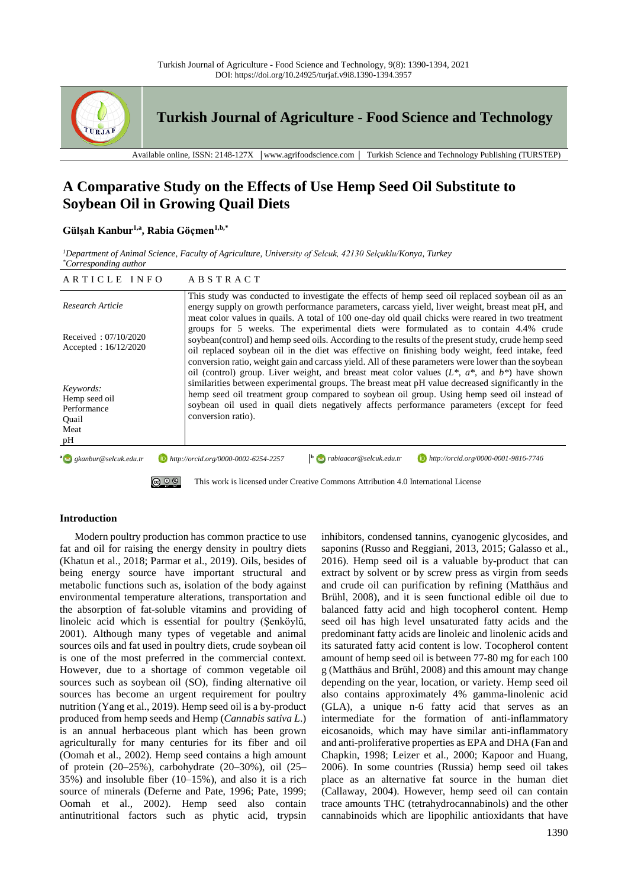# A Comparative Study on the Effects of Use Hemp Seed Oil Substitute to Soybean Oil in Growing Quail Diets

**Gülşah Kanbur[1,a], Rabia Göçmen[1,b,*]**

*[1]Department of Animal Science, Faculty of Agriculture, University of Selcuk, 42130 Selçuklu/Konya, Turkey*
*[*]Corresponding author*

| ARTICLE INFO | ABSTRACT |
|---|---|
| *Research Article*<br><br>Received : 07/10/2020<br>Accepted : 16/12/2020<br><br>*Keywords:*<br>Hemp seed oil<br>Performance<br>Quail<br>Meat<br>pH | This study was conducted to investigate the effects of hemp seed oil replaced soybean oil as an energy supply on growth performance parameters, carcass yield, liver weight, breast meat pH, and meat color values in quails. A total of 100 one-day old quail chicks were reared in two treatment groups for 5 weeks. The experimental diets were formulated as to contain 4.4% crude soybean(control) and hemp seed oils. According to the results of the present study, crude hemp seed oil replaced soybean oil in the diet was effective on finishing body weight, feed intake, feed conversion ratio, weight gain and carcass yield. All of these parameters were lower than the soybean oil (control) group. Liver weight, and breast meat color values ($L^*$, $a^*$, and $b^*$) have shown similarities between experimental groups. The breast meat pH value decreased significantly in the hemp seed oil treatment group compared to soybean oil group. Using hemp seed oil instead of soybean oil used in quail diets negatively affects performance parameters (except for feed conversion ratio). |

[a] gkanbur@selcuk.edu.tr http://orcid.org/0000-0002-6254-2257
[b] rabiaacar@selcuk.edu.tr http://orcid.org/0000-0001-9816-7746

This work is licensed under Creative Commons Attribution 4.0 International License

## Introduction

Modern poultry production has common practice to use fat and oil for raising the energy density in poultry diets (Khatun et al., 2018; Parmar et al., 2019). Oils, besides of being energy source have important structural and metabolic functions such as, isolation of the body against environmental temperature alterations, transportation and the absorption of fat-soluble vitamins and providing of linoleic acid which is essential for poultry (Şenköylü, 2001). Although many types of vegetable and animal sources oils and fat used in poultry diets, crude soybean oil is one of the most preferred in the commercial context. However, due to a shortage of common vegetable oil sources such as soybean oil (SO), finding alternative oil sources has become an urgent requirement for poultry nutrition (Yang et al., 2019). Hemp seed oil is a by-product produced from hemp seeds and Hemp (*Cannabis sativa L.*) is an annual herbaceous plant which has been grown agriculturally for many centuries for its fiber and oil (Oomah et al., 2002). Hemp seed contains a high amount of protein (20–25%), carbohydrate (20–30%), oil (25–35%) and insoluble fiber (10–15%), and also it is a rich source of minerals (Deferne and Pate, 1996; Pate, 1999; Oomah et al., 2002). Hemp seed also contain antinutritional factors such as phytic acid, trypsin inhibitors, condensed tannins, cyanogenic glycosides, and saponins (Russo and Reggiani, 2013, 2015; Galasso et al., 2016). Hemp seed oil is a valuable by-product that can extract by solvent or by screw press as virgin from seeds and crude oil can purification by refining (Matthäus and Brühl, 2008), and it is seen functional edible oil due to balanced fatty acid and high tocopherol content. Hemp seed oil has high level unsaturated fatty acids and the predominant fatty acids are linoleic and linolenic acids and its saturated fatty acid content is low. Tocopherol content amount of hemp seed oil is between 77-80 mg for each 100 g (Matthäus and Brühl, 2008) and this amount may change depending on the year, location, or variety. Hemp seed oil also contains approximately 4% gamma-linolenic acid (GLA), a unique n-6 fatty acid that serves as an intermediate for the formation of anti-inflammatory eicosanoids, which may have similar anti-inflammatory and anti-proliferative properties as EPA and DHA (Fan and Chapkin, 1998; Leizer et al., 2000; Kapoor and Huang, 2006). In some countries (Russia) hemp seed oil takes place as an alternative fat source in the human diet (Callaway, 2004). However, hemp seed oil can contain trace amounts THC (tetrahydrocannabinols) and the other cannabinoids which are lipophilic antioxidants that have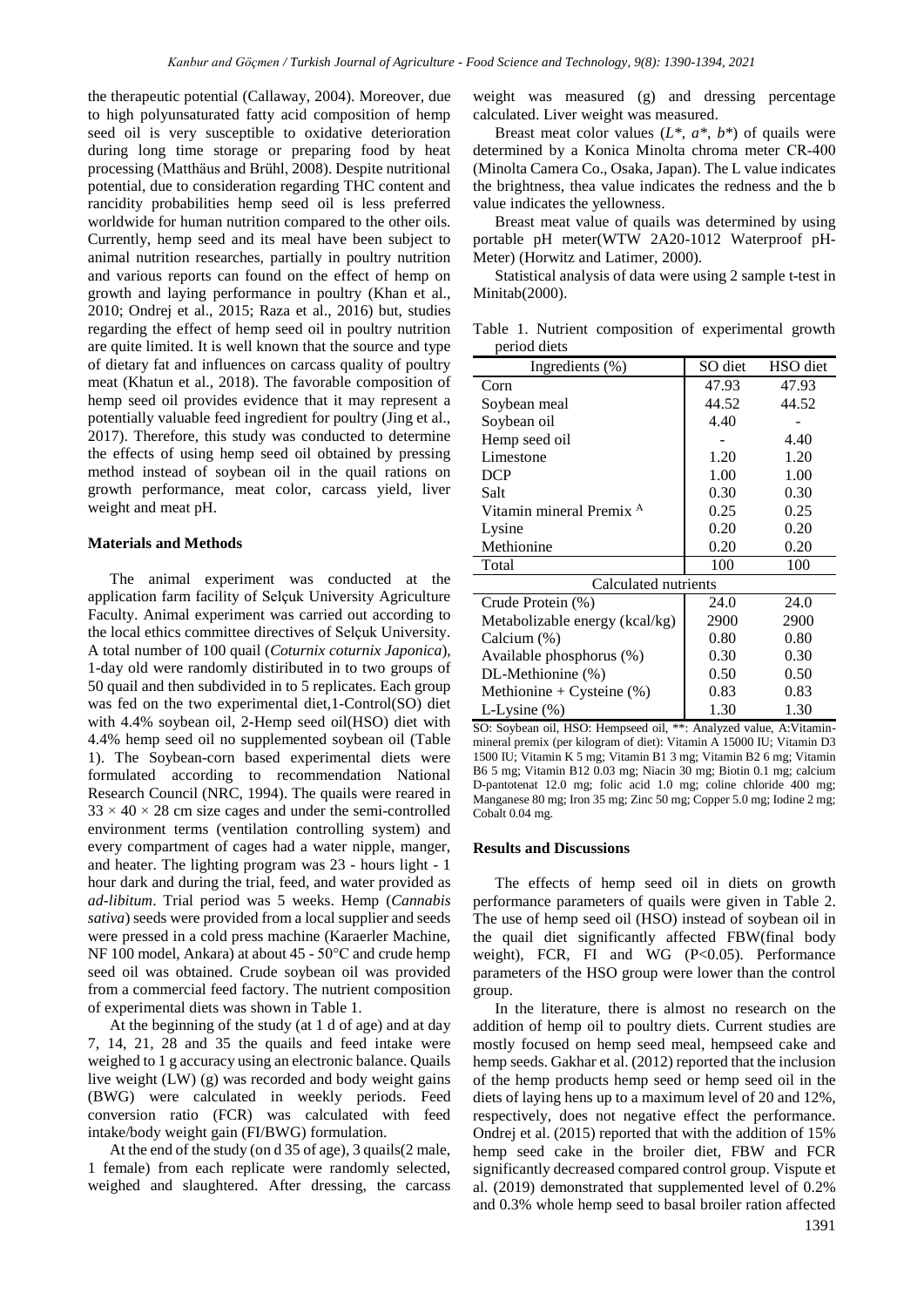the therapeutic potential (Callaway, 2004). Moreover, due to high polyunsaturated fatty acid composition of hemp seed oil is very susceptible to oxidative deterioration during long time storage or preparing food by heat processing (Matthäus and Brühl, 2008). Despite nutritional potential, due to consideration regarding THC content and rancidity probabilities hemp seed oil is less preferred worldwide for human nutrition compared to the other oils. Currently, hemp seed and its meal have been subject to animal nutrition researches, partially in poultry nutrition and various reports can found on the effect of hemp on growth and laying performance in poultry (Khan et al., 2010; Ondrej et al., 2015; Raza et al., 2016) but, studies regarding the effect of hemp seed oil in poultry nutrition are quite limited. It is well known that the source and type of dietary fat and influences on carcass quality of poultry meat (Khatun et al., 2018). The favorable composition of hemp seed oil provides evidence that it may represent a potentially valuable feed ingredient for poultry (Jing et al., 2017). Therefore, this study was conducted to determine the effects of using hemp seed oil obtained by pressing method instead of soybean oil in the quail rations on growth performance, meat color, carcass yield, liver weight and meat pH.

## Materials and Methods

The animal experiment was conducted at the application farm facility of Selçuk University Agriculture Faculty. Animal experiment was carried out according to the local ethics committee directives of Selçuk University. A total number of 100 quail (*Coturnix coturnix Japonica*), 1-day old were randomly distiributed in to two groups of 50 quail and then subdivided in to 5 replicates. Each group was fed on the two experimental diet,1-Control(SO) diet with 4.4% soybean oil, 2-Hemp seed oil(HSO) diet with 4.4% hemp seed oil no supplemented soybean oil (Table 1). The Soybean-corn based experimental diets were formulated according to recommendation National Research Council (NRC, 1994). The quails were reared in $33 \times 40 \times 28$ cm size cages and under the semi-controlled environment terms (ventilation controlling system) and every compartment of cages had a water nipple, manger, and heater. The lighting program was 23 - hours light - 1 hour dark and during the trial, feed, and water provided as *ad-libitum*. Trial period was 5 weeks. Hemp (*Cannabis sativa*) seeds were provided from a local supplier and seeds were pressed in a cold press machine (Karaerler Machine, NF 100 model, Ankara) at about 45 - 50°C and crude hemp seed oil was obtained. Crude soybean oil was provided from a commercial feed factory. The nutrient composition of experimental diets was shown in Table 1.

At the beginning of the study (at 1 d of age) and at day 7, 14, 21, 28 and 35 the quails and feed intake were weighed to 1 g accuracy using an electronic balance. Quails live weight (LW) (g) was recorded and body weight gains (BWG) were calculated in weekly periods. Feed conversion ratio (FCR) was calculated with feed intake/body weight gain (FI/BWG) formulation.

At the end of the study (on d 35 of age), 3 quails(2 male, 1 female) from each replicate were randomly selected, weighed and slaughtered. After dressing, the carcass weight was measured (g) and dressing percentage calculated. Liver weight was measured.

Breast meat color values ($L^*$, $a^*$, $b^*$) of quails were determined by a Konica Minolta chroma meter CR-400 (Minolta Camera Co., Osaka, Japan). The L value indicates the brightness, thea value indicates the redness and the b value indicates the yellowness.

Breast meat value of quails was determined by using portable pH meter(WTW 2A20-1012 Waterproof pH-Meter) (Horwitz and Latimer, 2000).

Statistical analysis of data were using 2 sample t-test in Minitab(2000).

Table 1. Nutrient composition of experimental growth period diets

| Ingredients (%) | SO diet | HSO diet |
|---|---|---|
| Corn | 47.93 | 47.93 |
| Soybean meal | 44.52 | 44.52 |
| Soybean oil | 4.40 | - |
| Hemp seed oil | - | 4.40 |
| Limestone | 1.20 | 1.20 |
| DCP | 1.00 | 1.00 |
| Salt | 0.30 | 0.30 |
| Vitamin mineral Premix [A] | 0.25 | 0.25 |
| Lysine | 0.20 | 0.20 |
| Methionine | 0.20 | 0.20 |
| Total | 100 | 100 |
| Calculated nutrients | | |
| Crude Protein (%) | 24.0 | 24.0 |
| Metabolizable energy (kcal/kg) | 2900 | 2900 |
| Calcium (%) | 0.80 | 0.80 |
| Available phosphorus (%) | 0.30 | 0.30 |
| DL-Methionine (%) | 0.50 | 0.50 |
| Methionine + Cysteine (%) | 0.83 | 0.83 |
| L-Lysine (%) | 1.30 | 1.30 |

SO: Soybean oil, HSO: Hempseed oil, **: Analyzed value, A:Vitamin-mineral premix (per kilogram of diet): Vitamin A 15000 IU; Vitamin D3 1500 IU; Vitamin K 5 mg; Vitamin B1 3 mg; Vitamin B2 6 mg; Vitamin B6 5 mg; Vitamin B12 0.03 mg; Niacin 30 mg; Biotin 0.1 mg; calcium D-pantotenat 12.0 mg; folic acid 1.0 mg; coline chloride 400 mg; Manganese 80 mg; Iron 35 mg; Zinc 50 mg; Copper 5.0 mg; Iodine 2 mg; Cobalt 0.04 mg.

## Results and Discussions

The effects of hemp seed oil in diets on growth performance parameters of quails were given in Table 2. The use of hemp seed oil (HSO) instead of soybean oil in the quail diet significantly affected FBW(final body weight), FCR, FI and WG ($P<0.05$). Performance parameters of the HSO group were lower than the control group.

In the literature, there is almost no research on the addition of hemp oil to poultry diets. Current studies are mostly focused on hemp seed meal, hempseed cake and hemp seeds. Gakhar et al. (2012) reported that the inclusion of the hemp products hemp seed or hemp seed oil in the diets of laying hens up to a maximum level of 20 and 12%, respectively, does not negative effect the performance. Ondrej et al. (2015) reported that with the addition of 15% hemp seed cake in the broiler diet, FBW and FCR significantly decreased compared control group. Vispute et al. (2019) demonstrated that supplemented level of 0.2% and 0.3% whole hemp seed to basal broiler ration affected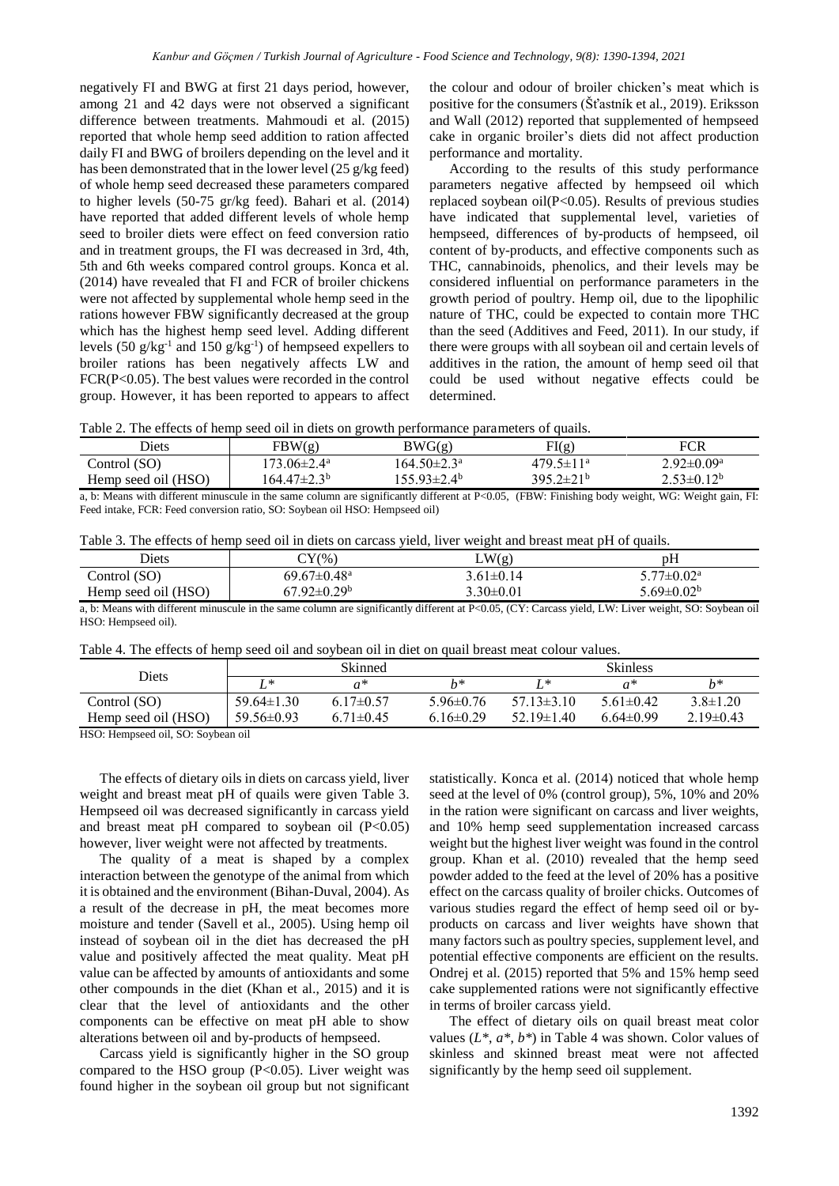negatively FI and BWG at first 21 days period, however, among 21 and 42 days were not observed a significant difference between treatments. Mahmoudi et al. (2015) reported that whole hemp seed addition to ration affected daily FI and BWG of broilers depending on the level and it has been demonstrated that in the lower level (25 g/kg feed) of whole hemp seed decreased these parameters compared to higher levels (50-75 gr/kg feed). Bahari et al. (2014) have reported that added different levels of whole hemp seed to broiler diets were effect on feed conversion ratio and in treatment groups, the FI was decreased in 3rd, 4th, 5th and 6th weeks compared control groups. Konca et al. (2014) have revealed that FI and FCR of broiler chickens were not affected by supplemental whole hemp seed in the rations however FBW significantly decreased at the group which has the highest hemp seed level. Adding different levels (50 $g/kg^{-1}$ and 150 $g/kg^{-1}$) of hempseed expellers to broiler rations has been negatively affects LW and FCR(P<0.05). The best values were recorded in the control group. However, it has been reported to appears to affect the colour and odour of broiler chicken's meat which is positive for the consumers (Šťastník et al., 2019). Eriksson and Wall (2012) reported that supplemented of hempseed cake in organic broiler's diets did not affect production performance and mortality.

According to the results of this study performance parameters negative affected by hempseed oil which replaced soybean oil(P<0.05). Results of previous studies have indicated that supplemental level, varieties of hempseed, differences of by-products of hempseed, oil content of by-products, and effective components such as THC, cannabinoids, phenolics, and their levels may be considered influential on performance parameters in the growth period of poultry. Hemp oil, due to the lipophilic nature of THC, could be expected to contain more THC than the seed (Additives and Feed, 2011). In our study, if there were groups with all soybean oil and certain levels of additives in the ration, the amount of hemp seed oil that could be used without negative effects could be determined.

Table 2. The effects of hemp seed oil in diets on growth performance parameters of quails.

| Diets | FBW(g) | BWG(g) | FI(g) | FCR |
|---|---|---|---|---|
| Control (SO) | $173.06\pm2.4^{a}$ | $164.50\pm2.3^{a}$ | $479.5\pm11^{a}$ | $2.92\pm0.09^{a}$ |
| Hemp seed oil (HSO) | $164.47\pm2.3^{b}$ | $155.93\pm2.4^{b}$ | $395.2\pm21^{b}$ | $2.53\pm0.12^{b}$ |

a, b: Means with different minuscule in the same column are significantly different at P<0.05, (FBW: Finishing body weight, WG: Weight gain, FI: Feed intake, FCR: Feed conversion ratio, SO: Soybean oil HSO: Hempseed oil)

Table 3. The effects of hemp seed oil in diets on carcass yield, liver weight and breast meat pH of quails.

| Diets | CY(%) | LW(g) | pH |
|---|---|---|---|
| Control (SO) | $69.67\pm0.48^{a}$ | $3.61\pm0.14$ | $5.77\pm0.02^{a}$ |
| Hemp seed oil (HSO) | $67.92\pm0.29^{b}$ | $3.30\pm0.01$ | $5.69\pm0.02^{b}$ |

a, b: Means with different minuscule in the same column are significantly different at P<0.05, (CY: Carcass yield, LW: Liver weight, SO: Soybean oil HSO: Hempseed oil).

Table 4. The effects of hemp seed oil and soybean oil in diet on quail breast meat colour values.

| Diets | Skinned | | | Skinless | | |
|---|---|---|---|---|---|---|
| | $L^*$ | $a^*$ | $b^*$ | $L^*$ | $a^*$ | $b^*$ |
| Control (SO) | $59.64\pm1.30$ | $6.17\pm0.57$ | $5.96\pm0.76$ | $57.13\pm3.10$ | $5.61\pm0.42$ | $3.8\pm1.20$ |
| Hemp seed oil (HSO) | $59.56\pm0.93$ | $6.71\pm0.45$ | $6.16\pm0.29$ | $52.19\pm1.40$ | $6.64\pm0.99$ | $2.19\pm0.43$ |

HSO: Hempseed oil, SO: Soybean oil

The effects of dietary oils in diets on carcass yield, liver weight and breast meat pH of quails were given Table 3. Hempseed oil was decreased significantly in carcass yield and breast meat pH compared to soybean oil (P<0.05) however, liver weight were not affected by treatments.

The quality of a meat is shaped by a complex interaction between the genotype of the animal from which it is obtained and the environment (Bihan-Duval, 2004). As a result of the decrease in pH, the meat becomes more moisture and tender (Savell et al., 2005). Using hemp oil instead of soybean oil in the diet has decreased the pH value and positively affected the meat quality. Meat pH value can be affected by amounts of antioxidants and some other compounds in the diet (Khan et al., 2015) and it is clear that the level of antioxidants and the other components can be effective on meat pH able to show alterations between oil and by-products of hempseed.

Carcass yield is significantly higher in the SO group compared to the HSO group (P<0.05). Liver weight was found higher in the soybean oil group but not significant statistically. Konca et al. (2014) noticed that whole hemp seed at the level of 0% (control group), 5%, 10% and 20% in the ration were significant on carcass and liver weights, and 10% hemp seed supplementation increased carcass weight but the highest liver weight was found in the control group. Khan et al. (2010) revealed that the hemp seed powder added to the feed at the level of 20% has a positive effect on the carcass quality of broiler chicks. Outcomes of various studies regard the effect of hemp seed oil or by-products on carcass and liver weights have shown that many factors such as poultry species, supplement level, and potential effective components are efficient on the results. Ondrej et al. (2015) reported that 5% and 15% hemp seed cake supplemented rations were not significantly effective in terms of broiler carcass yield.

The effect of dietary oils on quail breast meat color values ($L^*$, $a^*$, $b^*$) in Table 4 was shown. Color values of skinless and skinned breast meat were not affected significantly by the hemp seed oil supplement.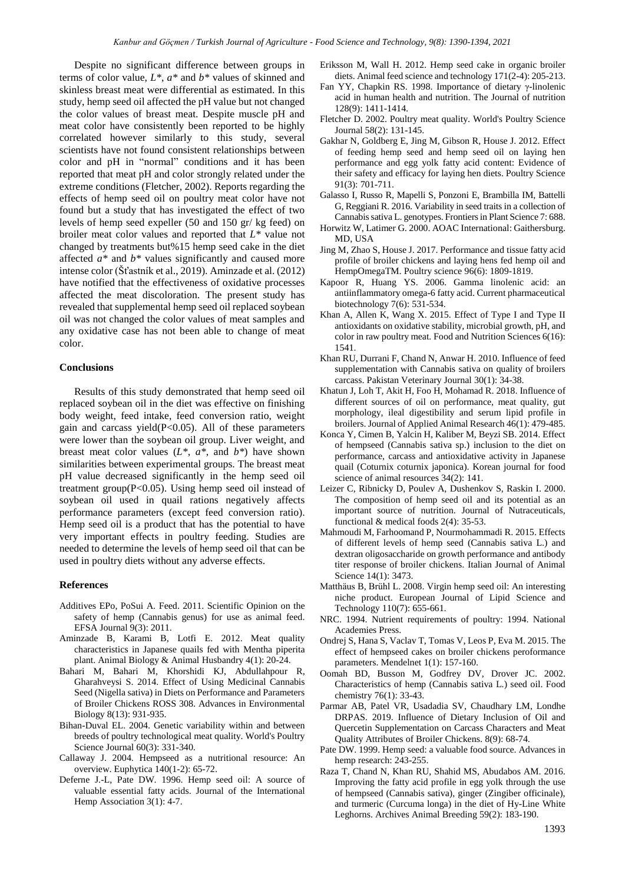Despite no significant difference between groups in terms of color value, *L\**, *a\** and *b\** values of skinned and skinless breast meat were differential as estimated. In this study, hemp seed oil affected the pH value but not changed the color values of breast meat. Despite muscle pH and meat color have consistently been reported to be highly correlated however similarly to this study, several scientists have not found consistent relationships between color and pH in "normal" conditions and it has been reported that meat pH and color strongly related under the extreme conditions (Fletcher, 2002). Reports regarding the effects of hemp seed oil on poultry meat color have not found but a study that has investigated the effect of two levels of hemp seed expeller (50 and 150 gr/ kg feed) on broiler meat color values and reported that *L\** value not changed by treatments but%15 hemp seed cake in the diet affected *a\** and *b\** values significantly and caused more intense color (Šťastník et al., 2019). Aminzade et al. (2012) have notified that the effectiveness of oxidative processes affected the meat discoloration. The present study has revealed that supplemental hemp seed oil replaced soybean oil was not changed the color values of meat samples and any oxidative case has not been able to change of meat color.

## Conclusions

Results of this study demonstrated that hemp seed oil replaced soybean oil in the diet was effective on finishing body weight, feed intake, feed conversion ratio, weight gain and carcass yield($P<0.05$). All of these parameters were lower than the soybean oil group. Liver weight, and breast meat color values (*L\**, *a\**, and *b\**) have shown similarities between experimental groups. The breast meat pH value decreased significantly in the hemp seed oil treatment group($P<0.05$). Using hemp seed oil instead of soybean oil used in quail rations negatively affects performance parameters (except feed conversion ratio). Hemp seed oil is a product that has the potential to have very important effects in poultry feeding. Studies are needed to determine the levels of hemp seed oil that can be used in poultry diets without any adverse effects.

## References

Additives EPo, PoSui A. Feed. 2011. Scientific Opinion on the safety of hemp (Cannabis genus) for use as animal feed. EFSA Journal 9(3): 2011.

Aminzade B, Karami B, Lotfi E. 2012. Meat quality characteristics in Japanese quails fed with Mentha piperita plant. Animal Biology & Animal Husbandry 4(1): 20-24.

Bahari M, Bahari M, Khorshidi KJ, Abdullahpour R, Gharahveysi S. 2014. Effect of Using Medicinal Cannabis Seed (Nigella sativa) in Diets on Performance and Parameters of Broiler Chickens ROSS 308. Advances in Environmental Biology 8(13): 931-935.

Bihan-Duval EL. 2004. Genetic variability within and between breeds of poultry technological meat quality. World's Poultry Science Journal 60(3): 331-340.

Callaway J. 2004. Hempseed as a nutritional resource: An overview. Euphytica 140(1-2): 65-72.

Deferne J.-L, Pate DW. 1996. Hemp seed oil: A source of valuable essential fatty acids. Journal of the International Hemp Association 3(1): 4-7.

Eriksson M, Wall H. 2012. Hemp seed cake in organic broiler diets. Animal feed science and technology 171(2-4): 205-213.

Fan YY, Chapkin RS. 1998. Importance of dietary γ-linolenic acid in human health and nutrition. The Journal of nutrition 128(9): 1411-1414.

Fletcher D. 2002. Poultry meat quality. World's Poultry Science Journal 58(2): 131-145.

Gakhar N, Goldberg E, Jing M, Gibson R, House J. 2012. Effect of feeding hemp seed and hemp seed oil on laying hen performance and egg yolk fatty acid content: Evidence of their safety and efficacy for laying hen diets. Poultry Science 91(3): 701-711.

Galasso I, Russo R, Mapelli S, Ponzoni E, Brambilla IM, Battelli G, Reggiani R. 2016. Variability in seed traits in a collection of Cannabis sativa L. genotypes. Frontiers in Plant Science 7: 688.

Horwitz W, Latimer G. 2000. AOAC International: Gaithersburg. MD, USA

Jing M, Zhao S, House J. 2017. Performance and tissue fatty acid profile of broiler chickens and laying hens fed hemp oil and HempOmegaTM. Poultry science 96(6): 1809-1819.

Kapoor R, Huang YS. 2006. Gamma linolenic acid: an antiinflammatory omega-6 fatty acid. Current pharmaceutical biotechnology 7(6): 531-534.

Khan A, Allen K, Wang X. 2015. Effect of Type I and Type II antioxidants on oxidative stability, microbial growth, pH, and color in raw poultry meat. Food and Nutrition Sciences 6(16): 1541.

Khan RU, Durrani F, Chand N, Anwar H. 2010. Influence of feed supplementation with Cannabis sativa on quality of broilers carcass. Pakistan Veterinary Journal 30(1): 34-38.

Khatun J, Loh T, Akit H, Foo H, Mohamad R. 2018. Influence of different sources of oil on performance, meat quality, gut morphology, ileal digestibility and serum lipid profile in broilers. Journal of Applied Animal Research 46(1): 479-485.

Konca Y, Cimen B, Yalcin H, Kaliber M, Beyzi SB. 2014. Effect of hempseed (Cannabis sativa sp.) inclusion to the diet on performance, carcass and antioxidative activity in Japanese quail (Coturnix coturnix japonica). Korean journal for food science of animal resources 34(2): 141.

Leizer C, Ribnicky D, Poulev A, Dushenkov S, Raskin I. 2000. The composition of hemp seed oil and its potential as an important source of nutrition. Journal of Nutraceuticals, functional & medical foods 2(4): 35-53.

Mahmoudi M, Farhoomand P, Nourmohammadi R. 2015. Effects of different levels of hemp seed (Cannabis sativa L.) and dextran oligosaccharide on growth performance and antibody titer response of broiler chickens. Italian Journal of Animal Science 14(1): 3473.

Matthäus B, Brühl L. 2008. Virgin hemp seed oil: An interesting niche product. European Journal of Lipid Science and Technology 110(7): 655-661.

NRC. 1994. Nutrient requirements of poultry: 1994. National Academies Press.

Ondrej S, Hana S, Vaclav T, Tomas V, Leos P, Eva M. 2015. The effect of hempseed cakes on broiler chickens peroformance parameters. Mendelnet 1(1): 157-160.

Oomah BD, Busson M, Godfrey DV, Drover JC. 2002. Characteristics of hemp (Cannabis sativa L.) seed oil. Food chemistry 76(1): 33-43.

Parmar AB, Patel VR, Usadadia SV, Chaudhary LM, Londhe DRPAS. 2019. Influence of Dietary Inclusion of Oil and Quercetin Supplementation on Carcass Characters and Meat Quality Attributes of Broiler Chickens. 8(9): 68-74.

Pate DW. 1999. Hemp seed: a valuable food source. Advances in hemp research: 243-255.

Raza T, Chand N, Khan RU, Shahid MS, Abudabos AM. 2016. Improving the fatty acid profile in egg yolk through the use of hempseed (Cannabis sativa), ginger (Zingiber officinale), and turmeric (Curcuma longa) in the diet of Hy-Line White Leghorns. Archives Animal Breeding 59(2): 183-190.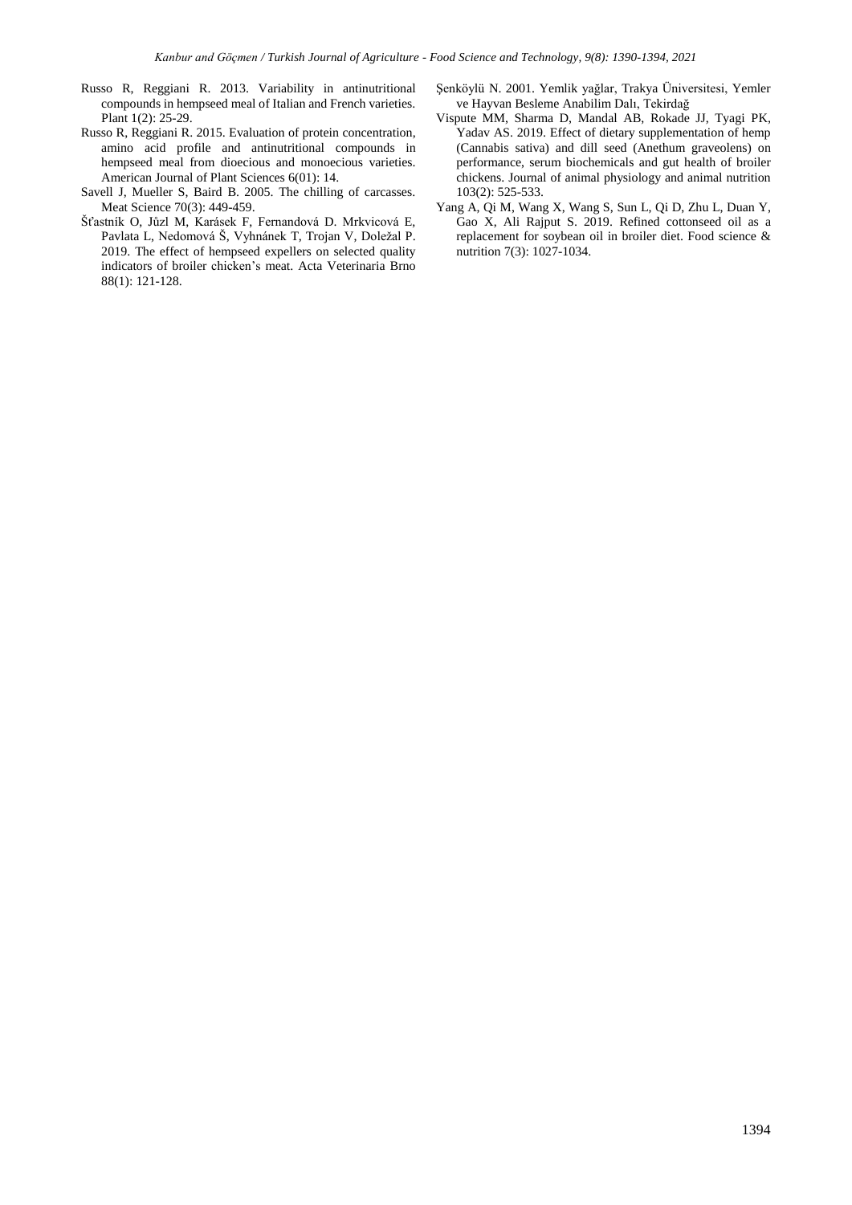Russo R, Reggiani R. 2013. Variability in antinutritional compounds in hempseed meal of Italian and French varieties. Plant 1(2): 25-29.

Russo R, Reggiani R. 2015. Evaluation of protein concentration, amino acid profile and antinutritional compounds in hempseed meal from dioecious and monoecious varieties. American Journal of Plant Sciences 6(01): 14.

Savell J, Mueller S, Baird B. 2005. The chilling of carcasses. Meat Science 70(3): 449-459.

Šťastník O, Jůzl M, Karásek F, Fernandová D. Mrkvicová E, Pavlata L, Nedomová Š, Vyhnánek T, Trojan V, Doležal P. 2019. The effect of hempseed expellers on selected quality indicators of broiler chicken's meat. Acta Veterinaria Brno 88(1): 121-128.

Şenköylü N. 2001. Yemlik yağlar, Trakya Üniversitesi, Yemler ve Hayvan Besleme Anabilim Dalı, Tekirdağ

Vispute MM, Sharma D, Mandal AB, Rokade JJ, Tyagi PK, Yadav AS. 2019. Effect of dietary supplementation of hemp (Cannabis sativa) and dill seed (Anethum graveolens) on performance, serum biochemicals and gut health of broiler chickens. Journal of animal physiology and animal nutrition 103(2): 525-533.

Yang A, Qi M, Wang X, Wang S, Sun L, Qi D, Zhu L, Duan Y, Gao X, Ali Rajput S. 2019. Refined cottonseed oil as a replacement for soybean oil in broiler diet. Food science & nutrition 7(3): 1027-1034.